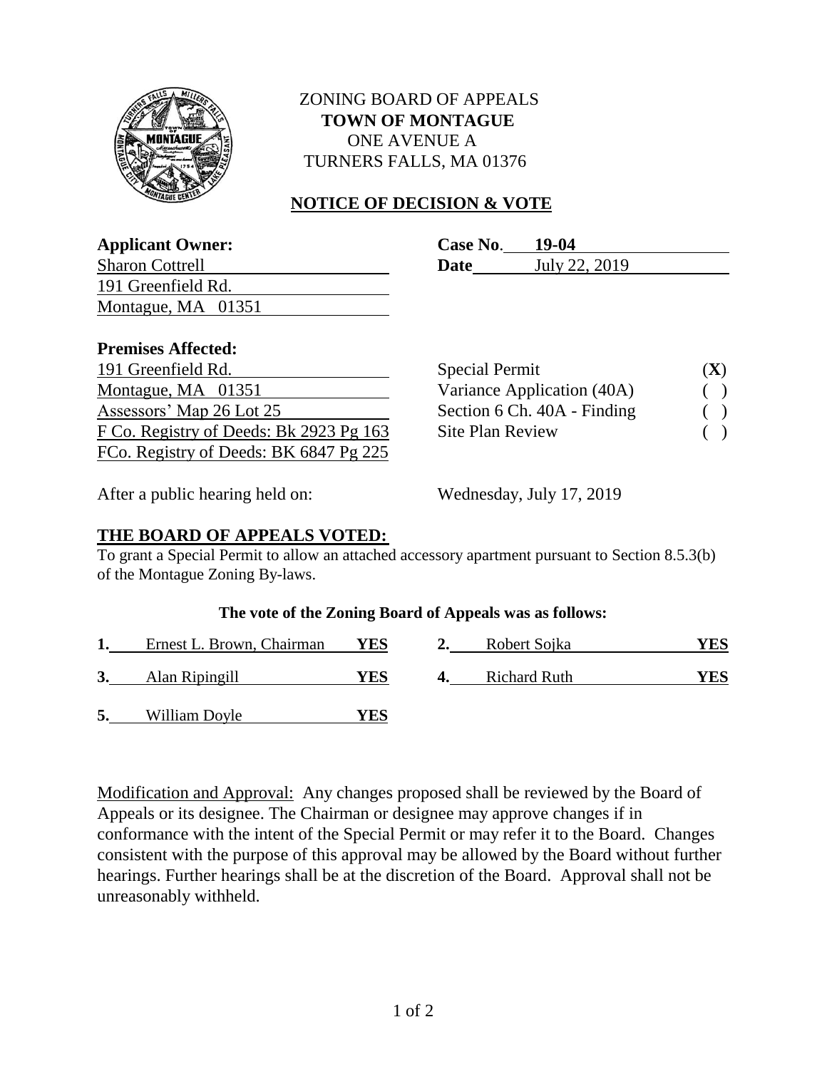# ZONING BOARD OF APPEALS
## TOWN OF MONTAGUE
ONE AVENUE A
TURNERS FALLS, MA 01376

## NOTICE OF DECISION & VOTE

**Applicant Owner:**
Sharon Cottrell
191 Greenfield Rd.
Montague, MA 01351

**Case No.** **19-04**
**Date** July 22, 2019

**Premises Affected:**
191 Greenfield Rd.
Montague, MA 01351
Assessors' Map 26 Lot 25
F Co. Registry of Deeds: Bk 2923 Pg 163
FCo. Registry of Deeds: BK 6847 Pg 225

| | |
|---|---|
| Special Permit | (**X**) |
| Variance Application (40A) | ( ) |
| Section 6 Ch. 40A - Finding | ( ) |
| Site Plan Review | ( ) |

After a public hearing held on: Wednesday, July 17, 2019

## THE BOARD OF APPEALS VOTED:

To grant a Special Permit to allow an attached accessory apartment pursuant to Section 8.5.3(b) of the Montague Zoning By-laws.

**The vote of the Zoning Board of Appeals was as follows:**

| | Member | Vote | | Member | Vote |
|---|---|---|---|---|---|
| **1.** | Ernest L. Brown, Chairman | **YES** | **2.** | Robert Sojka | **YES** |
| **3.** | Alan Ripingill | **YES** | **4.** | Richard Ruth | **YES** |
| **5.** | William Doyle | **YES** | | | |

Modification and Approval: Any changes proposed shall be reviewed by the Board of Appeals or its designee. The Chairman or designee may approve changes if in conformance with the intent of the Special Permit or may refer it to the Board. Changes consistent with the purpose of this approval may be allowed by the Board without further hearings. Further hearings shall be at the discretion of the Board. Approval shall not be unreasonably withheld.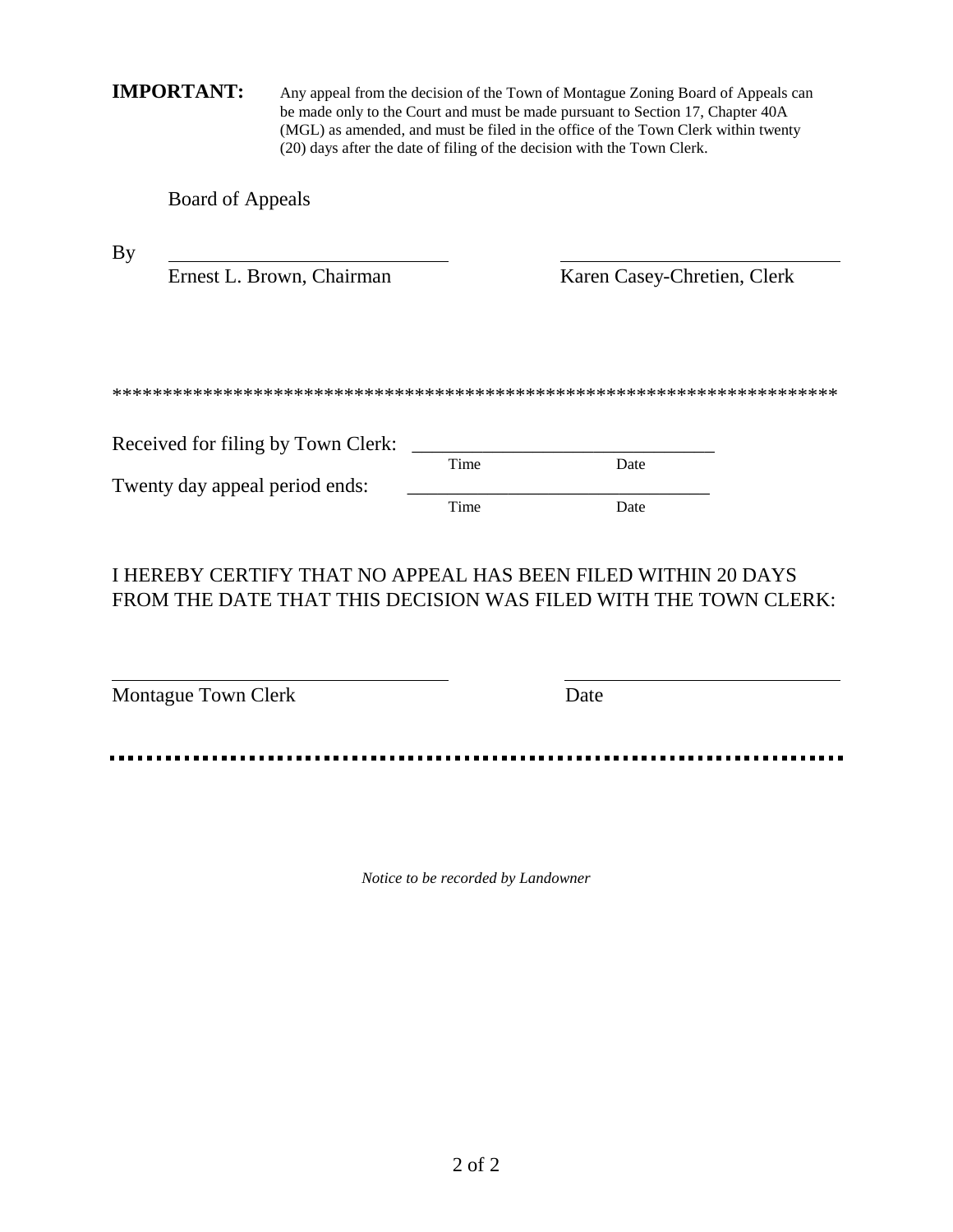**IMPORTANT:** Any appeal from the decision of the Town of Montague Zoning Board of Appeals can be made only to the Court and must be made pursuant to Section 17, Chapter 40A (MGL) as amended, and must be filed in the office of the Town Clerk within twenty (20) days after the date of filing of the decision with the Town Clerk.

Board of Appeals

By \_\_\_\_\_\_\_\_\_\_\_\_\_\_\_\_\_\_\_\_\_\_\_\_\_\_\_\_\_\_ \_\_\_\_\_\_\_\_\_\_\_\_\_\_\_\_\_\_\_\_\_\_\_\_\_\_\_\_\_\_

Ernest L. Brown, Chairman Karen Casey-Chretien, Clerk

************************************************************************

Received for filing by Town Clerk: \_\_\_\_\_\_\_\_\_\_\_\_\_\_\_\_\_\_\_\_\_\_\_\_\_\_\_\_\_\_
Time Date

Twenty day appeal period ends: \_\_\_\_\_\_\_\_\_\_\_\_\_\_\_\_\_\_\_\_\_\_\_\_\_\_\_\_\_\_
Time Date

I HEREBY CERTIFY THAT NO APPEAL HAS BEEN FILED WITHIN 20 DAYS FROM THE DATE THAT THIS DECISION WAS FILED WITH THE TOWN CLERK:

\_\_\_\_\_\_\_\_\_\_\_\_\_\_\_\_\_\_\_\_\_\_\_\_\_\_\_\_\_\_ \_\_\_\_\_\_\_\_\_\_\_\_\_\_\_\_\_\_\_\_\_\_\_\_\_\_\_\_\_\_

Montague Town Clerk Date

---

*Notice to be recorded by Landowner*